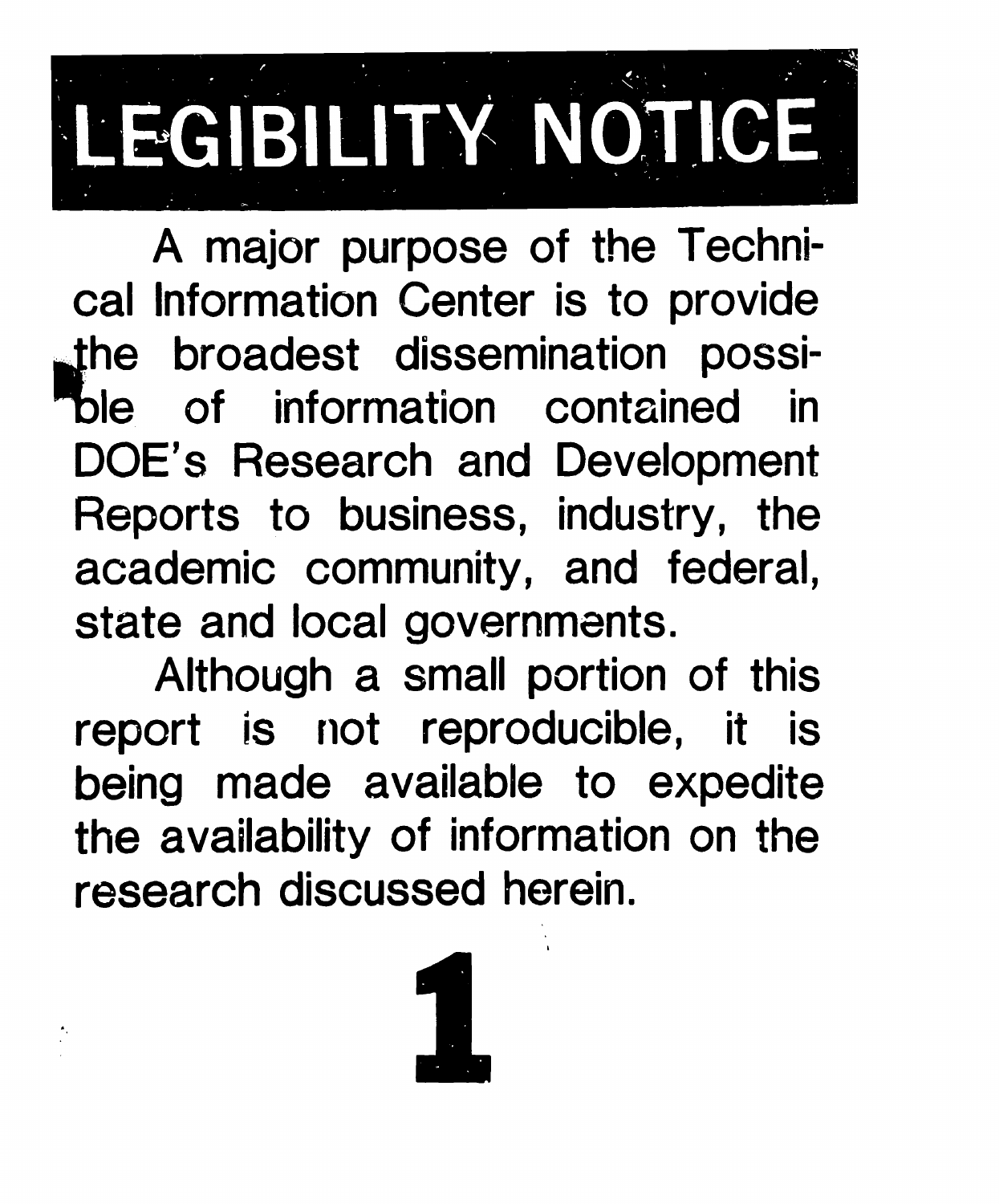# LEGIBILITY NOTICE

A major purpose of the Technical Information Center is to provide the broadest dissemination possible of information contained in DOE's Research and Development Reports to business, industry, the academic community, and federal, state and local governments.

Although a small portion of this report is not reproducible, it is being made available to expedite the availability of information on the research discussed herein.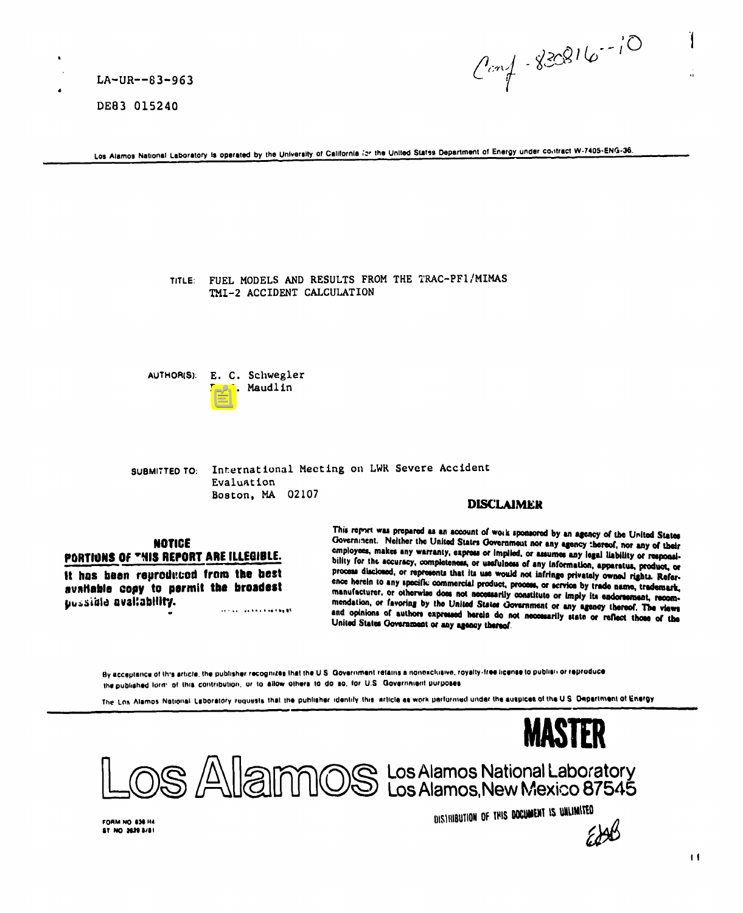LA-UR--83-963

DE83 015240

Conf-830816--10

Los Alamos National Laboratory is operated by the University of California for the United States Department of Energy under contract W-7405-ENG-36.

TITLE: FUEL MODELS AND RESULTS FROM THE TRAC-PF1/MIMAS TMI-2 ACCIDENT CALCULATION

AUTHOR(S): E. C. Schwegler
T. . Maudlin

SUBMITTED TO: International Meeting on LWR Severe Accident Evaluation
Boston, MA 02107

**NOTICE**

**PORTIONS OF THIS REPORT ARE ILLEGIBLE.**

**It has been reproduced from the best available copy to permit the broadest possible availability.**

**DISCLAIMER**

This report was prepared as an account of work sponsored by an agency of the United States Government. Neither the United States Government nor any agency thereof, nor any of their employees, makes any warranty, express or implied, or assumes any legal liability or responsibility for the accuracy, completeness, or usefulness of any information, apparatus, product, or process disclosed, or represents that its use would not infringe privately owned rights. Reference herein to any specific commercial product, process, or service by trade name, trademark, manufacturer, or otherwise does not necessarily constitute or imply its endorsement, recommendation, or favoring by the United States Government or any agency thereof. The views and opinions of authors expressed herein do not necessarily state or reflect those of the United States Government or any agency thereof.

By acceptance of this article, the publisher recognizes that the U.S. Government retains a nonexclusive, royalty-free license to publish or reproduce the published form of this contribution, or to allow others to do so, for U.S. Government purposes.

The Los Alamos National Laboratory requests that the publisher identify this article as work performed under the auspices of the U.S. Department of Energy.

**MASTER**

Los Alamos Los Alamos National Laboratory
Los Alamos, New Mexico 87545

FORM NO 836 R4
ST NO 2629 5/81

DISTRIBUTION OF THIS DOCUMENT IS UNLIMITED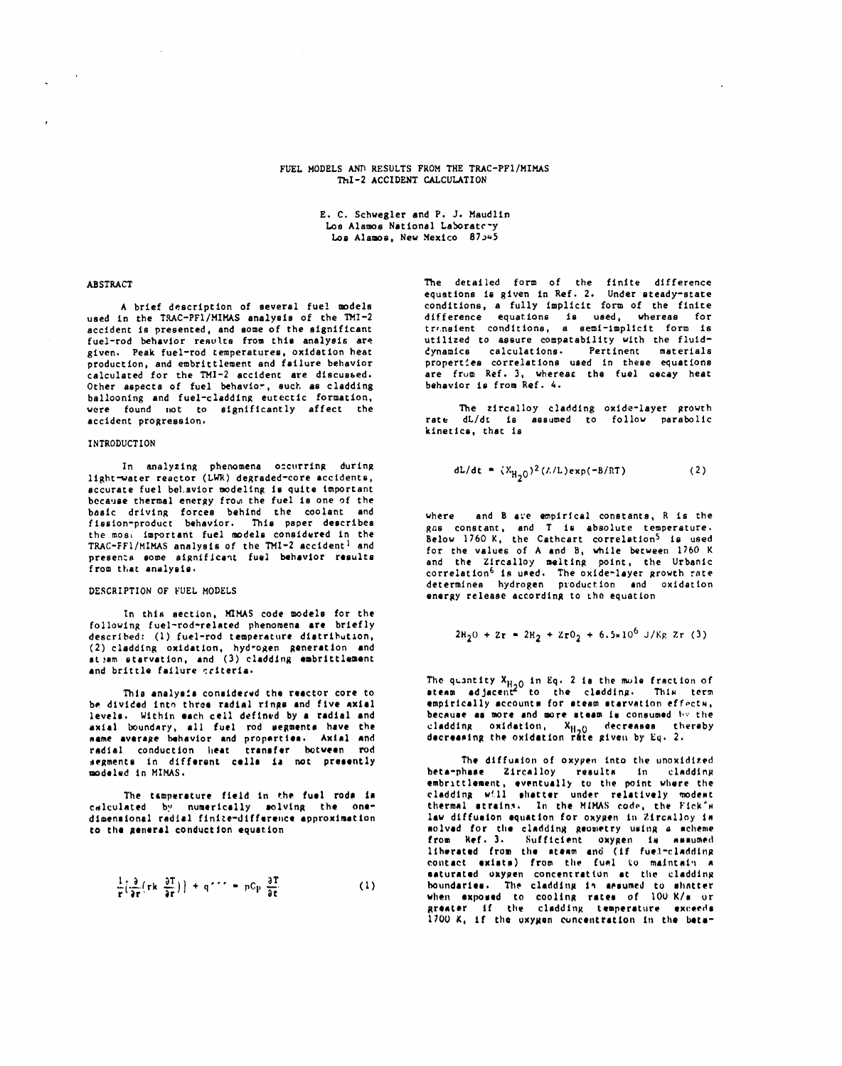# FUEL MODELS AND RESULTS FROM THE TRAC-PF1/MIMAS TMI-2 ACCIDENT CALCULATION

E. C. Schwegler and P. J. Maudlin
Los Alamos National Laboratory
Los Alamos, New Mexico 87545

## ABSTRACT

A brief description of several fuel models used in the TRAC-PF1/MIMAS analysis of the TMI-2 accident is presented, and some of the significant fuel-rod behavior results from this analysis are given. Peak fuel-rod temperatures, oxidation heat production, and embrittlement and failure behavior calculated for the TMI-2 accident are discussed. Other aspects of fuel behavior, such as cladding ballooning and fuel-cladding eutectic formation, were found not to significantly affect the accident progression.

## INTRODUCTION

In analyzing phenomena occurring during light-water reactor (LWR) degraded-core accidents, accurate fuel behavior modeling is quite important because thermal energy from the fuel is one of the basic driving forces behind the coolant and fission-product behavior. This paper describes the most important fuel models considered in the TRAC-PF1/MIMAS analysis of the TMI-2 accident[1] and presents some significant fuel behavior results from that analysis.

## DESCRIPTION OF FUEL MODELS

In this section, MIMAS code models for the following fuel-rod-related phenomena are briefly described: (1) fuel-rod temperature distribution, (2) cladding oxidation, hydrogen generation and steam starvation, and (3) cladding embrittlement and brittle failure criteria.

This analysis considered the reactor core to be divided into three radial rings and five axial levels. Within each cell defined by a radial and axial boundary, all fuel rod segments have the same average behavior and properties. Axial and radial conduction heat transfer between rod segments in different cells is not presently modeled in MIMAS.

The temperature field in the fuel rods is calculated by numerically solving the one-dimensional radial finite-difference approximation to the general conduction equation

$$\frac{1}{r}\left[\frac{\partial}{\partial r}\left(rk\,\frac{\partial T}{\partial r}\right)\right] + q''' = \rho C_p\,\frac{\partial T}{\partial t} \qquad (1)$$

The detailed form of the finite difference equations is given in Ref. 2. Under steady-state conditions, a fully implicit form of the finite difference equations is used, whereas for transient conditions, a semi-implicit form is utilized to assure compatability with the fluid-dynamics calculations. Pertinent materials properties correlations used in these equations are from Ref. 3, whereas the fuel decay heat behavior is from Ref. 4.

The zircalloy cladding oxide-layer growth rate dL/dt is assumed to follow parabolic kinetics, that is

$$dL/dt = (X_{H_2O})^2(A/L)\exp(-B/RT) \qquad (2)$$

where A and B are empirical constants, R is the gas constant, and T is absolute temperature. Below 1760 K, the Cathcart correlation[5] is used for the values of A and B, while between 1760 K and the Zircalloy melting point, the Urbanic correlation[6] is used. The oxide-layer growth rate determines hydrogen production and oxidation energy release according to the equation

$$2H_2O + Zr = 2H_2 + ZrO_2 + 6.5\times10^6\ \text{J/Kg Zr} \qquad (3)$$

The quantity $X_{H_2O}$ in Eq. 2 is the mole fraction of steam adjacent to the cladding. This term empirically accounts for steam starvation effects, because as more and more steam is consumed by the cladding oxidation, $X_{H_2O}$ decreases thereby decreasing the oxidation rate given by Eq. 2.

The diffusion of oxygen into the unoxidized beta-phase Zircalloy results in cladding embrittlement, eventually to the point where the cladding will shatter under relatively modest thermal strains. In the MIMAS code, the Fick's law diffusion equation for oxygen in Zircalloy is solved for the cladding geometry using a scheme from Ref. 3. Sufficient oxygen is assumed liberated from the steam and (if fuel-cladding contact exists) from the fuel to maintain a saturated oxygen concentration at the cladding boundaries. The cladding is assumed to shatter when exposed to cooling rates of 100 K/s or greater if the cladding temperature exceeds 1700 K, if the oxygen concentration in the beta-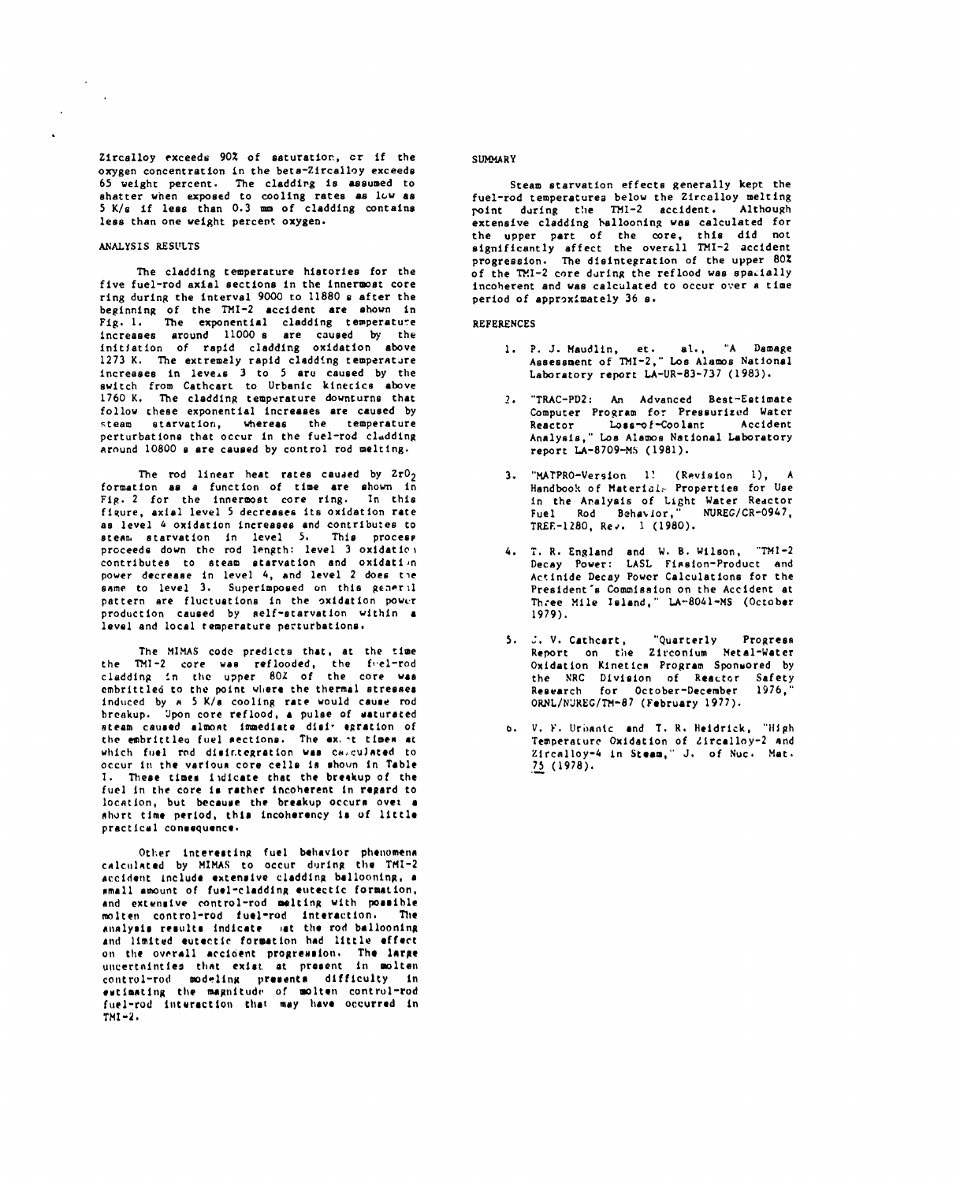Zircalloy exceeds 90% of saturation, or if the oxygen concentration in the beta-Zircalloy exceeds 65 weight percent. The cladding is assumed to shatter when exposed to cooling rates as low as 5 K/s if less than 0.3 mm of cladding contains less than one weight percent oxygen.

## ANALYSIS RESULTS

The cladding temperature histories for the five fuel-rod axial sections in the innermost core ring during the interval 9000 to 11880 s after the beginning of the TMI-2 accident are shown in Fig. 1. The exponential cladding temperature increases around 11000 s are caused by the initiation of rapid cladding oxidation above 1273 K. The extremely rapid cladding temperature increases in levels 3 to 5 are caused by the switch from Cathcart to Urbanic kinetics above 1760 K. The cladding temperature downturns that follow these exponential increases are caused by steam starvation, whereas the temperature perturbations that occur in the fuel-rod cladding around 10800 s are caused by control rod melting.

The rod linear heat rates caused by $ZrO_2$ formation as a function of time are shown in Fig. 2 for the innermost core ring. In this figure, axial level 5 decreases its oxidation rate as level 4 oxidation increases and contributes to steam starvation in level 5. This process proceeds down the rod length: level 3 oxidation contributes to steam starvation and oxidation power decrease in level 4, and level 2 does the same to level 3. Superimposed on this general pattern are fluctuations in the oxidation power production caused by self-starvation within a level and local temperature perturbations.

The MIMAS code predicts that, at the time the TMI-2 core was reflooded, the fuel-rod cladding in the upper 80% of the core was embrittled to the point where the thermal stresses induced by a 5 K/s cooling rate would cause rod breakup. Upon core reflood, a pulse of saturated steam caused almost immediate disintegration of the embrittled fuel sections. The exact times at which fuel rod disintegration was calculated to occur in the various core cells is shown in Table I. These times indicate that the breakup of the fuel in the core is rather incoherent in regard to location, but because the breakup occurs over a short time period, this incoherency is of little practical consequence.

Other interesting fuel behavior phenomena calculated by MIMAS to occur during the TMI-2 accident include extensive cladding ballooning, a small amount of fuel-cladding eutectic formation, and extensive control-rod melting with possible molten control-rod fuel-rod interaction. The analysis results indicate that the rod ballooning and limited eutectic formation had little effect on the overall accident progression. The large uncertainties that exist at present in molten control-rod modeling presents difficulty in estimating the magnitude of molten control-rod fuel-rod interaction that may have occurred in TMI-2.

## SUMMARY

Steam starvation effects generally kept the fuel-rod temperatures below the Zircalloy melting point during the TMI-2 accident. Although extensive cladding ballooning was calculated for the upper part of the core, this did not significantly affect the overall TMI-2 accident progression. The disintegration of the upper 80% of the TMI-2 core during the reflood was spatially incoherent and was calculated to occur over a time period of approximately 36 s.

## REFERENCES

1. P. J. Maudlin, et. al., "A Damage Assessment of TMI-2," Los Alamos National Laboratory report LA-UR-83-737 (1983).
2. "TRAC-PD2: An Advanced Best-Estimate Computer Program for Pressurized Water Reactor Loss-of-Coolant Accident Analysis," Los Alamos National Laboratory report LA-8709-MS (1981).
3. "MATPRO-Version 11 (Revision 1), A Handbook of Materials Properties for Use in the Analysis of Light Water Reactor Fuel Rod Behavior," NUREG/CR-0947, TREE-1280, Rev. 1 (1980).
4. T. R. England and W. B. Wilson, "TMI-2 Decay Power: LASL Fission-Product and Actinide Decay Power Calculations for the President's Commission on the Accident at Three Mile Island," LA-8041-MS (October 1979).
5. J. V. Cathcart, "Quarterly Progress Report on the Zirconium Metal-Water Oxidation Kinetics Program Sponsored by the NRC Division of Reactor Safety Research for October-December 1976," ORNL/NUREG/TM-87 (February 1977).
6. V. F. Urbanic and T. R. Heidrick, "High Temperature Oxidation of Zircalloy-2 and Zircalloy-4 in Steam," J. of Nuc. Mat. 75 (1978).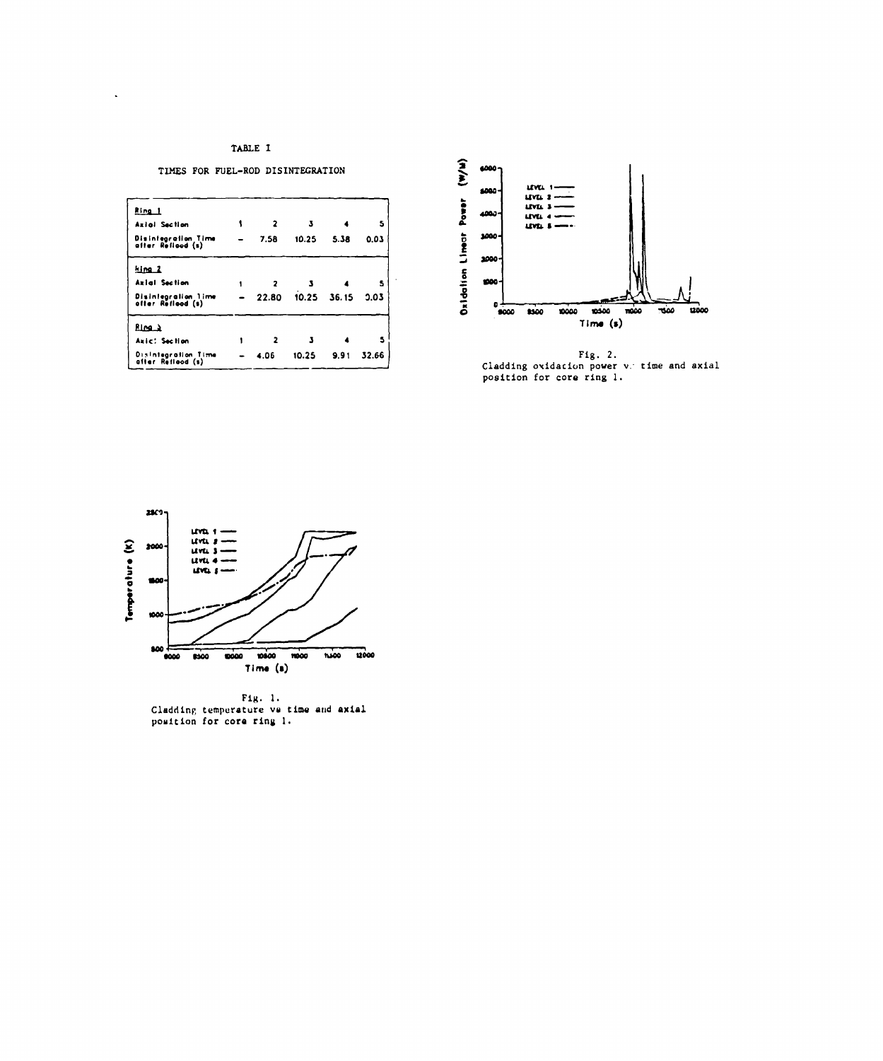TABLE I

TIMES FOR FUEL-ROD DISINTEGRATION

| | | | | | |
|---|---|---|---|---|---|
| **Ring 1** | | | | | |
| **Axial Section** | 1 | 2 | 3 | 4 | 5 |
| **Disintegration Time after Reflood (s)** | – | 7.58 | 10.25 | 5.38 | 0.03 |
| **Ring 2** | | | | | |
| **Axial Section** | 1 | 2 | 3 | 4 | 5 |
| **Disintegration Time after Reflood (s)** | – | 22.80 | 10.25 | 36.15 | 0.03 |
| **Ring 3** | | | | | |
| **Axial Section** | 1 | 2 | 3 | 4 | 5 |
| **Disintegration Time after Reflood (s)** | – | 4.06 | 10.25 | 9.91 | 32.66 |

Oxidation Linear Power (W/M)

6000
5000
4000
3000
2000
1000
0

LEVEL 1
LEVEL 2
LEVEL 3
LEVEL 4
LEVEL 5

9000 9500 10000 10500 11000 11500 12000

Time (s)

Fig. 2.
Cladding oxidation power vs time and axial position for core ring 1.

Temperature (K)

2500
2000
1500
1000
500

LEVEL 1
LEVEL 2
LEVEL 3
LEVEL 4
LEVEL 5

9000 9500 10000 10500 11000 11500 12000

Time (s)

Fig. 1.
Cladding temperature vs time and axial position for core ring 1.